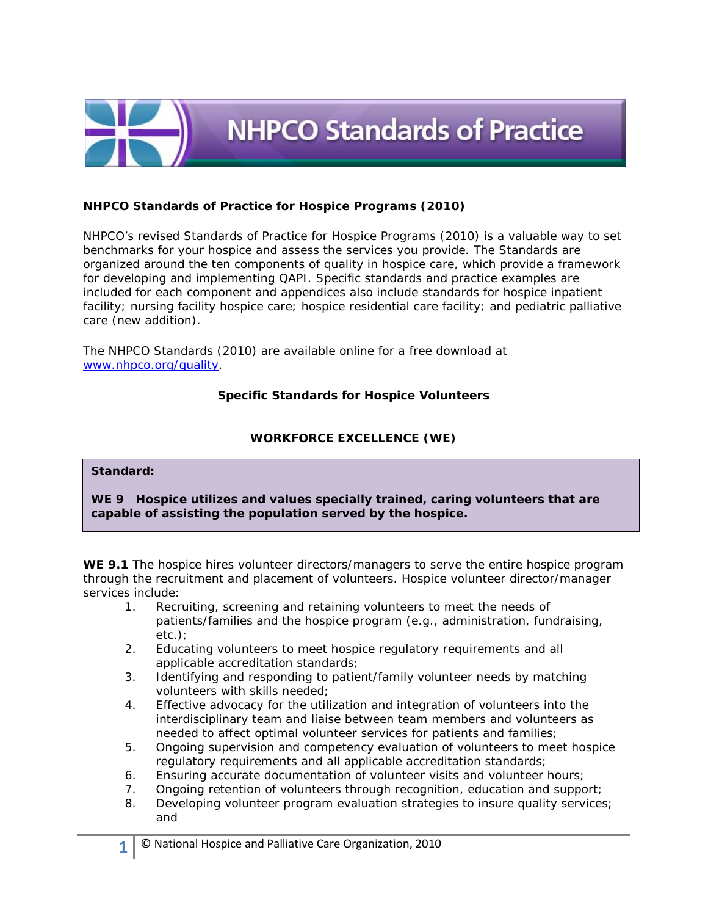# NHPCO Standards of Practice

**NHPCO Standards of Practice for Hospice Programs (2010)**

NHPCO's revised Standards of Practice for Hospice Programs (2010) is a valuable way to set benchmarks for your hospice and assess the services you provide. The Standards are organized around the ten components of quality in hospice care, which provide a framework for developing and implementing QAPI. Specific standards and practice examples are included for each component and appendices also include standards for hospice inpatient facility; nursing facility hospice care; hospice residential care facility; and pediatric palliative care (new addition).

The NHPCO Standards (2010) are available online for a free download at www.nhpco.org/quality.

## Specific Standards for Hospice Volunteers

### WORKFORCE EXCELLENCE (WE)

> **Standard:**
>
> **WE 9 Hospice utilizes and values specially trained, caring volunteers that are capable of assisting the population served by the hospice.**

**WE 9.1** The hospice hires volunteer directors/managers to serve the entire hospice program through the recruitment and placement of volunteers. Hospice volunteer director/manager services include:

1. Recruiting, screening and retaining volunteers to meet the needs of patients/families and the hospice program (e.g., administration, fundraising, etc.);
2. Educating volunteers to meet hospice regulatory requirements and all applicable accreditation standards;
3. Identifying and responding to patient/family volunteer needs by matching volunteers with skills needed;
4. Effective advocacy for the utilization and integration of volunteers into the interdisciplinary team and liaise between team members and volunteers as needed to affect optimal volunteer services for patients and families;
5. Ongoing supervision and competency evaluation of volunteers to meet hospice regulatory requirements and all applicable accreditation standards;
6. Ensuring accurate documentation of volunteer visits and volunteer hours;
7. Ongoing retention of volunteers through recognition, education and support;
8. Developing volunteer program evaluation strategies to insure quality services; and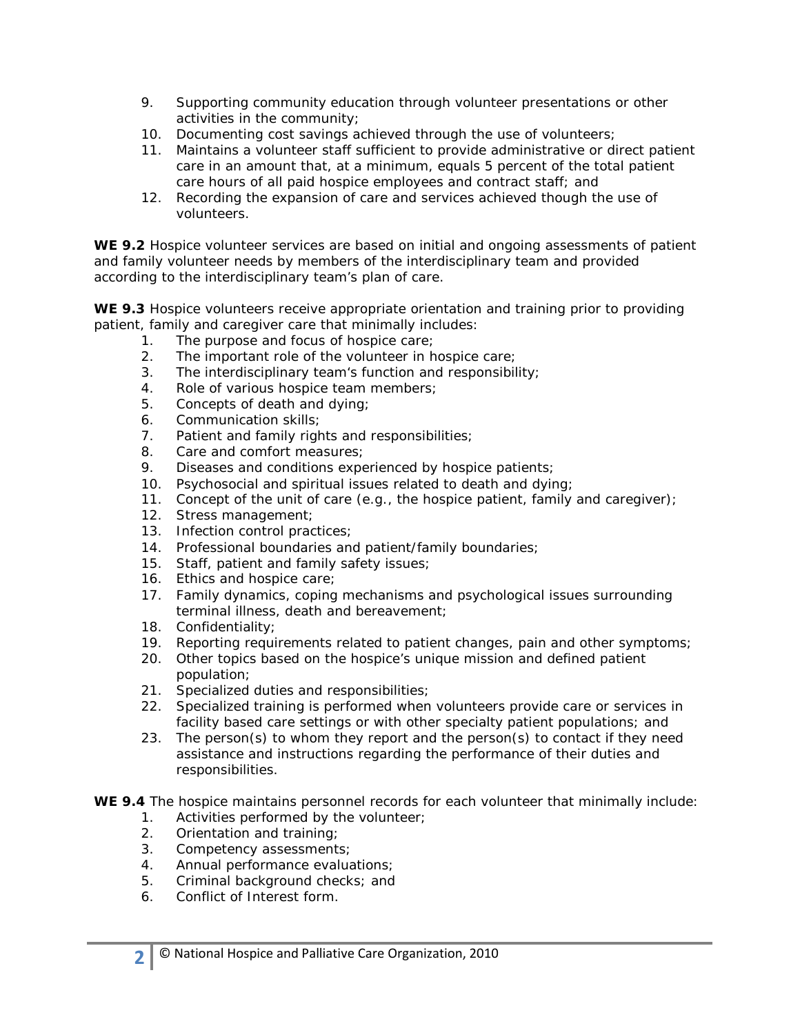9. Supporting community education through volunteer presentations or other activities in the community;
10. Documenting cost savings achieved through the use of volunteers;
11. Maintains a volunteer staff sufficient to provide administrative or direct patient care in an amount that, at a minimum, equals 5 percent of the total patient care hours of all paid hospice employees and contract staff; and
12. Recording the expansion of care and services achieved though the use of volunteers.

**WE 9.2** Hospice volunteer services are based on initial and ongoing assessments of patient and family volunteer needs by members of the interdisciplinary team and provided according to the interdisciplinary team's plan of care.

**WE 9.3** Hospice volunteers receive appropriate orientation and training prior to providing patient, family and caregiver care that minimally includes:

1. The purpose and focus of hospice care;
2. The important role of the volunteer in hospice care;
3. The interdisciplinary team's function and responsibility;
4. Role of various hospice team members;
5. Concepts of death and dying;
6. Communication skills;
7. Patient and family rights and responsibilities;
8. Care and comfort measures;
9. Diseases and conditions experienced by hospice patients;
10. Psychosocial and spiritual issues related to death and dying;
11. Concept of the unit of care (e.g., the hospice patient, family and caregiver);
12. Stress management;
13. Infection control practices;
14. Professional boundaries and patient/family boundaries;
15. Staff, patient and family safety issues;
16. Ethics and hospice care;
17. Family dynamics, coping mechanisms and psychological issues surrounding terminal illness, death and bereavement;
18. Confidentiality;
19. Reporting requirements related to patient changes, pain and other symptoms;
20. Other topics based on the hospice's unique mission and defined patient population;
21. Specialized duties and responsibilities;
22. Specialized training is performed when volunteers provide care or services in facility based care settings or with other specialty patient populations; and
23. The person(s) to whom they report and the person(s) to contact if they need assistance and instructions regarding the performance of their duties and responsibilities.

**WE 9.4** The hospice maintains personnel records for each volunteer that minimally include:

1. Activities performed by the volunteer;
2. Orientation and training;
3. Competency assessments;
4. Annual performance evaluations;
5. Criminal background checks; and
6. Conflict of Interest form.

© National Hospice and Palliative Care Organization, 2010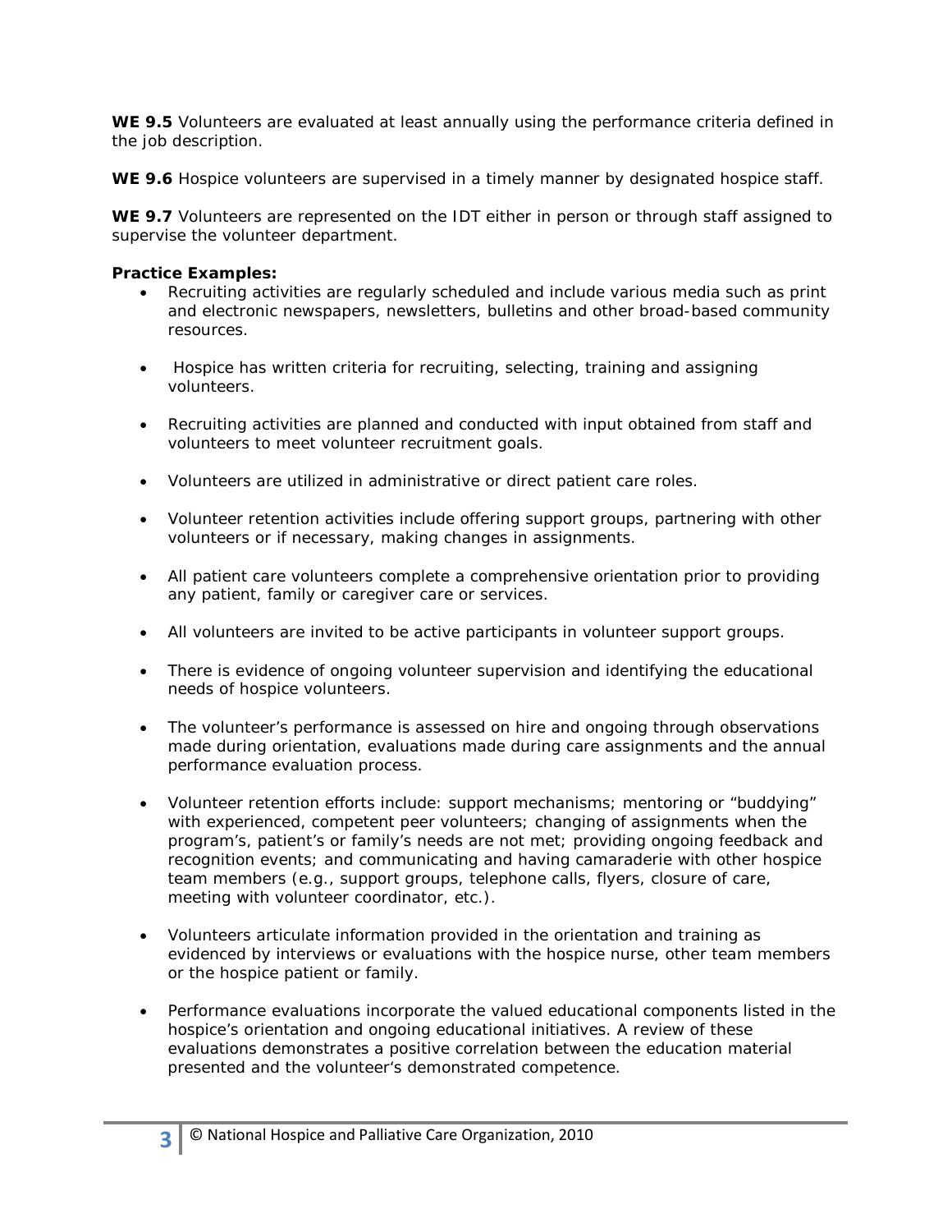**WE 9.5** Volunteers are evaluated at least annually using the performance criteria defined in the job description.

**WE 9.6** Hospice volunteers are supervised in a timely manner by designated hospice staff.

**WE 9.7** Volunteers are represented on the IDT either in person or through staff assigned to supervise the volunteer department.

**Practice Examples:**

- Recruiting activities are regularly scheduled and include various media such as print and electronic newspapers, newsletters, bulletins and other broad-based community resources.
- Hospice has written criteria for recruiting, selecting, training and assigning volunteers.
- Recruiting activities are planned and conducted with input obtained from staff and volunteers to meet volunteer recruitment goals.
- Volunteers are utilized in administrative or direct patient care roles.
- Volunteer retention activities include offering support groups, partnering with other volunteers or if necessary, making changes in assignments.
- All patient care volunteers complete a comprehensive orientation prior to providing any patient, family or caregiver care or services.
- All volunteers are invited to be active participants in volunteer support groups.
- There is evidence of ongoing volunteer supervision and identifying the educational needs of hospice volunteers.
- The volunteer's performance is assessed on hire and ongoing through observations made during orientation, evaluations made during care assignments and the annual performance evaluation process.
- Volunteer retention efforts include: support mechanisms; mentoring or "buddying" with experienced, competent peer volunteers; changing of assignments when the program's, patient's or family's needs are not met; providing ongoing feedback and recognition events; and communicating and having camaraderie with other hospice team members (e.g., support groups, telephone calls, flyers, closure of care, meeting with volunteer coordinator, etc.).
- Volunteers articulate information provided in the orientation and training as evidenced by interviews or evaluations with the hospice nurse, other team members or the hospice patient or family.
- Performance evaluations incorporate the valued educational components listed in the hospice's orientation and ongoing educational initiatives. A review of these evaluations demonstrates a positive correlation between the education material presented and the volunteer's demonstrated competence.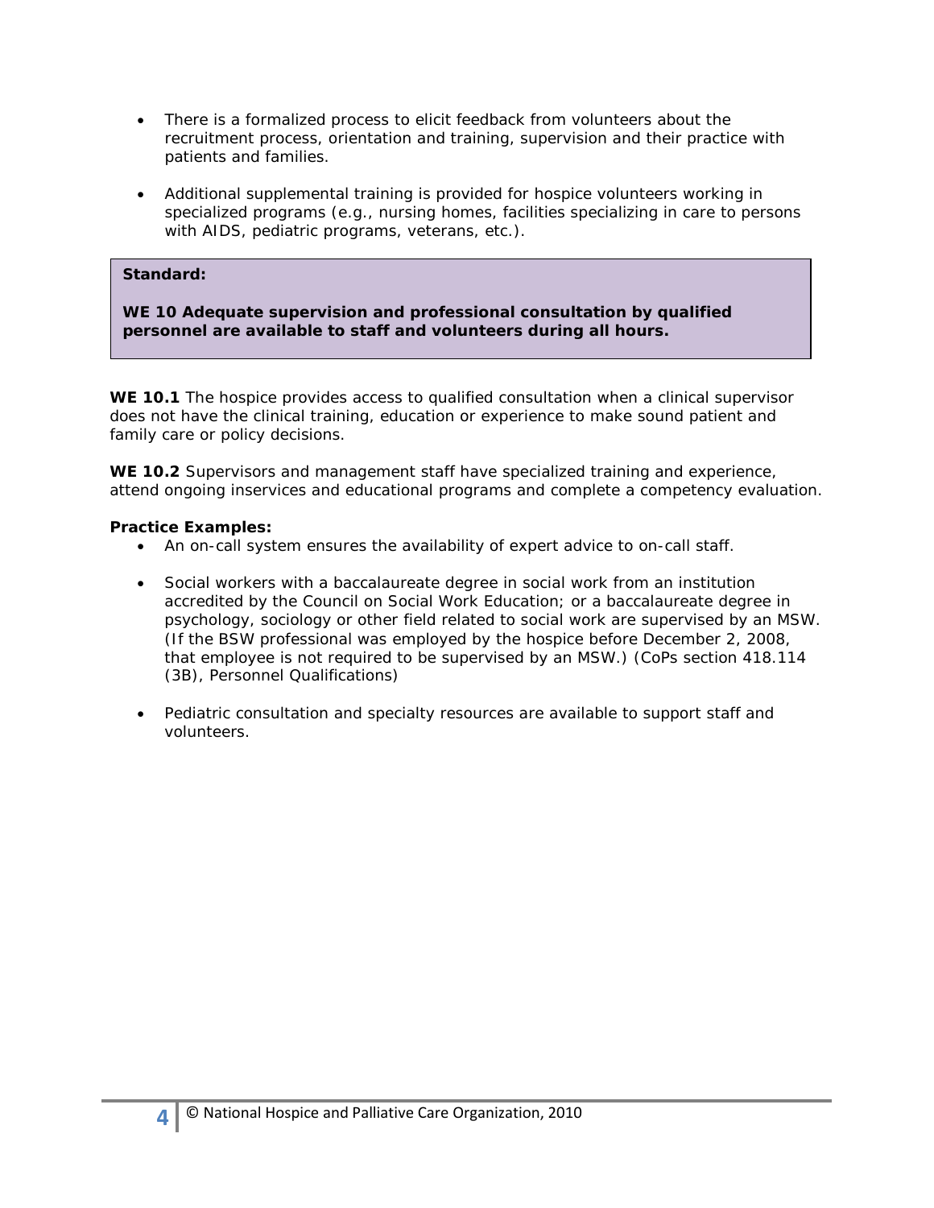- There is a formalized process to elicit feedback from volunteers about the recruitment process, orientation and training, supervision and their practice with patients and families.

- Additional supplemental training is provided for hospice volunteers working in specialized programs (e.g., nursing homes, facilities specializing in care to persons with AIDS, pediatric programs, veterans, etc.).

**Standard:**

**WE 10 Adequate supervision and professional consultation by qualified personnel are available to staff and volunteers during all hours.**

**WE 10.1** The hospice provides access to qualified consultation when a clinical supervisor does not have the clinical training, education or experience to make sound patient and family care or policy decisions.

**WE 10.2** Supervisors and management staff have specialized training and experience, attend ongoing inservices and educational programs and complete a competency evaluation.

**Practice Examples:**

- An on-call system ensures the availability of expert advice to on-call staff.

- Social workers with a baccalaureate degree in social work from an institution accredited by the Council on Social Work Education; or a baccalaureate degree in psychology, sociology or other field related to social work are supervised by an MSW. (If the BSW professional was employed by the hospice before December 2, 2008, that employee is not required to be supervised by an MSW.) (CoPs section 418.114 (3B), Personnel Qualifications)

- Pediatric consultation and specialty resources are available to support staff and volunteers.